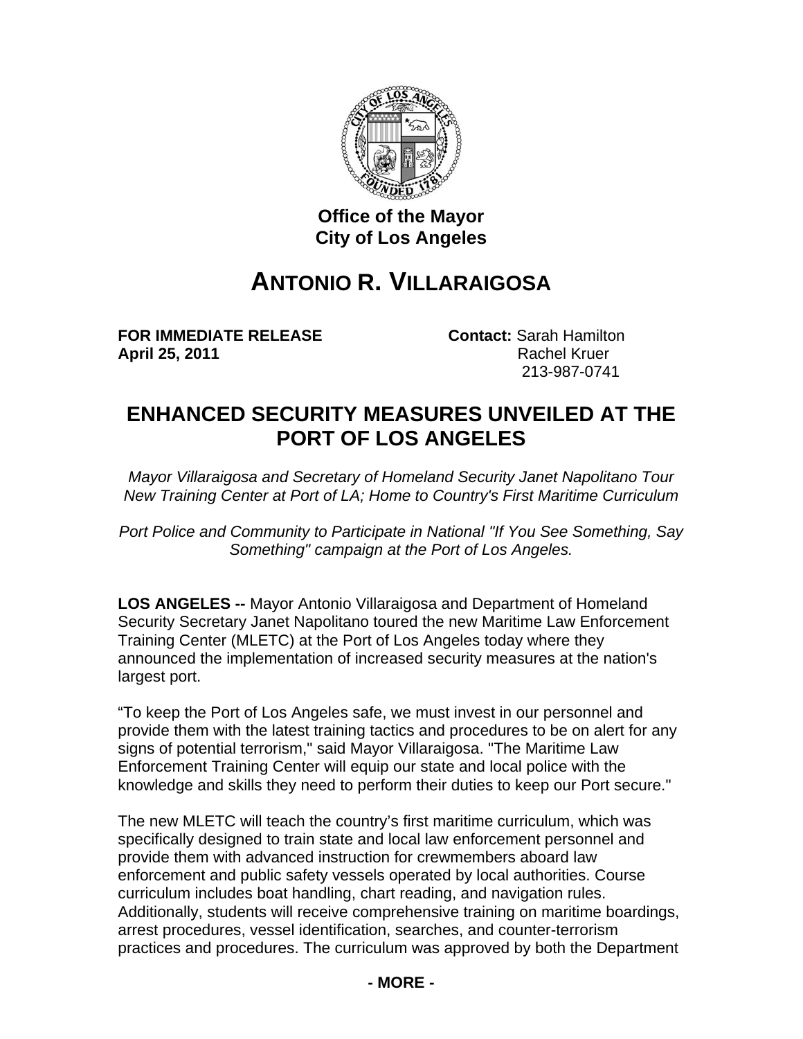**Office of the Mayor**
**City of Los Angeles**

# ANTONIO R. VILLARAIGOSA

**FOR IMMEDIATE RELEASE**
**April 25, 2011**

**Contact:** Sarah Hamilton
Rachel Kruer
213-987-0741

## ENHANCED SECURITY MEASURES UNVEILED AT THE PORT OF LOS ANGELES

*Mayor Villaraigosa and Secretary of Homeland Security Janet Napolitano Tour New Training Center at Port of LA; Home to Country's First Maritime Curriculum*

*Port Police and Community to Participate in National "If You See Something, Say Something" campaign at the Port of Los Angeles.*

**LOS ANGELES --** Mayor Antonio Villaraigosa and Department of Homeland Security Secretary Janet Napolitano toured the new Maritime Law Enforcement Training Center (MLETC) at the Port of Los Angeles today where they announced the implementation of increased security measures at the nation's largest port.

"To keep the Port of Los Angeles safe, we must invest in our personnel and provide them with the latest training tactics and procedures to be on alert for any signs of potential terrorism," said Mayor Villaraigosa. "The Maritime Law Enforcement Training Center will equip our state and local police with the knowledge and skills they need to perform their duties to keep our Port secure."

The new MLETC will teach the country's first maritime curriculum, which was specifically designed to train state and local law enforcement personnel and provide them with advanced instruction for crewmembers aboard law enforcement and public safety vessels operated by local authorities. Course curriculum includes boat handling, chart reading, and navigation rules. Additionally, students will receive comprehensive training on maritime boardings, arrest procedures, vessel identification, searches, and counter-terrorism practices and procedures. The curriculum was approved by both the Department

**- MORE -**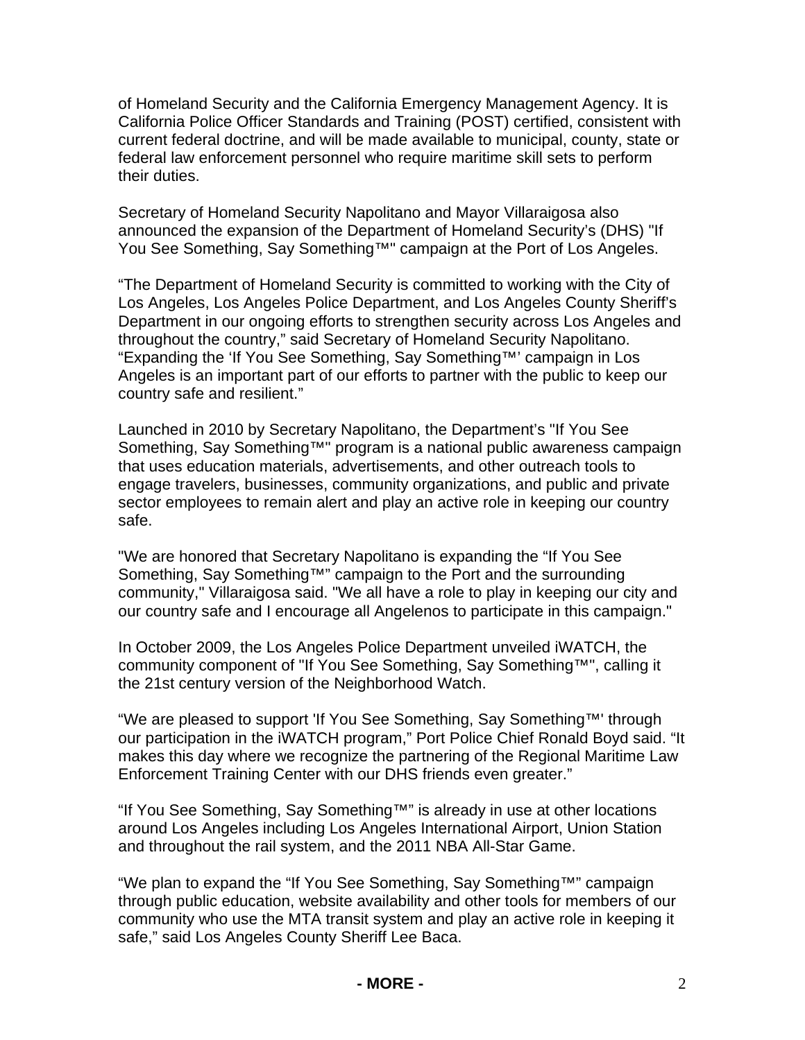of Homeland Security and the California Emergency Management Agency. It is California Police Officer Standards and Training (POST) certified, consistent with current federal doctrine, and will be made available to municipal, county, state or federal law enforcement personnel who require maritime skill sets to perform their duties.

Secretary of Homeland Security Napolitano and Mayor Villaraigosa also announced the expansion of the Department of Homeland Security's (DHS) "If You See Something, Say Something™" campaign at the Port of Los Angeles.

"The Department of Homeland Security is committed to working with the City of Los Angeles, Los Angeles Police Department, and Los Angeles County Sheriff's Department in our ongoing efforts to strengthen security across Los Angeles and throughout the country," said Secretary of Homeland Security Napolitano. "Expanding the 'If You See Something, Say Something™' campaign in Los Angeles is an important part of our efforts to partner with the public to keep our country safe and resilient."

Launched in 2010 by Secretary Napolitano, the Department's "If You See Something, Say Something™" program is a national public awareness campaign that uses education materials, advertisements, and other outreach tools to engage travelers, businesses, community organizations, and public and private sector employees to remain alert and play an active role in keeping our country safe.

"We are honored that Secretary Napolitano is expanding the "If You See Something, Say Something™" campaign to the Port and the surrounding community," Villaraigosa said. "We all have a role to play in keeping our city and our country safe and I encourage all Angelenos to participate in this campaign."

In October 2009, the Los Angeles Police Department unveiled iWATCH, the community component of "If You See Something, Say Something™", calling it the 21st century version of the Neighborhood Watch.

"We are pleased to support 'If You See Something, Say Something™' through our participation in the iWATCH program," Port Police Chief Ronald Boyd said. "It makes this day where we recognize the partnering of the Regional Maritime Law Enforcement Training Center with our DHS friends even greater."

"If You See Something, Say Something™" is already in use at other locations around Los Angeles including Los Angeles International Airport, Union Station and throughout the rail system, and the 2011 NBA All-Star Game.

"We plan to expand the "If You See Something, Say Something™" campaign through public education, website availability and other tools for members of our community who use the MTA transit system and play an active role in keeping it safe," said Los Angeles County Sheriff Lee Baca.

**- MORE -**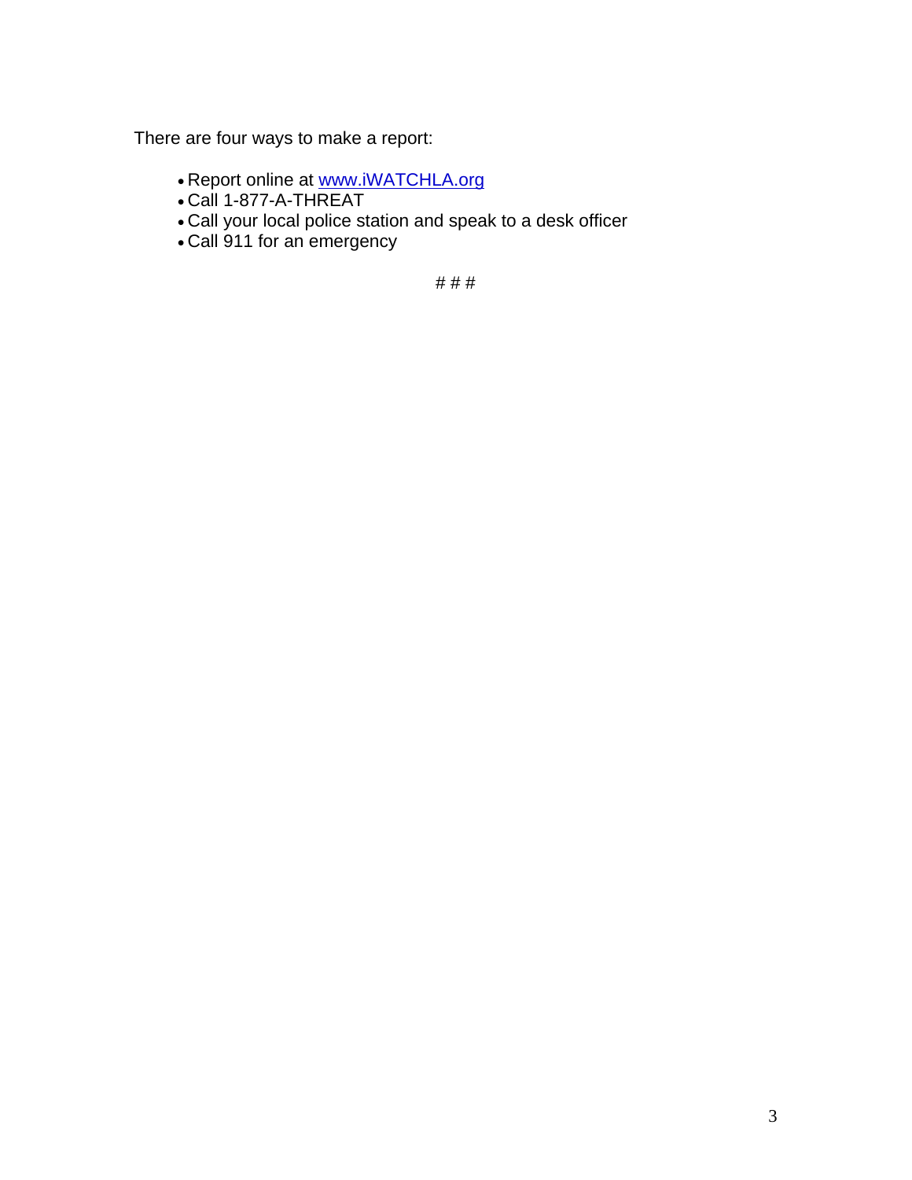There are four ways to make a report:

- Report online at [www.iWATCHLA.org](http://www.iWATCHLA.org)
- Call 1-877-A-THREAT
- Call your local police station and speak to a desk officer
- Call 911 for an emergency

# # #